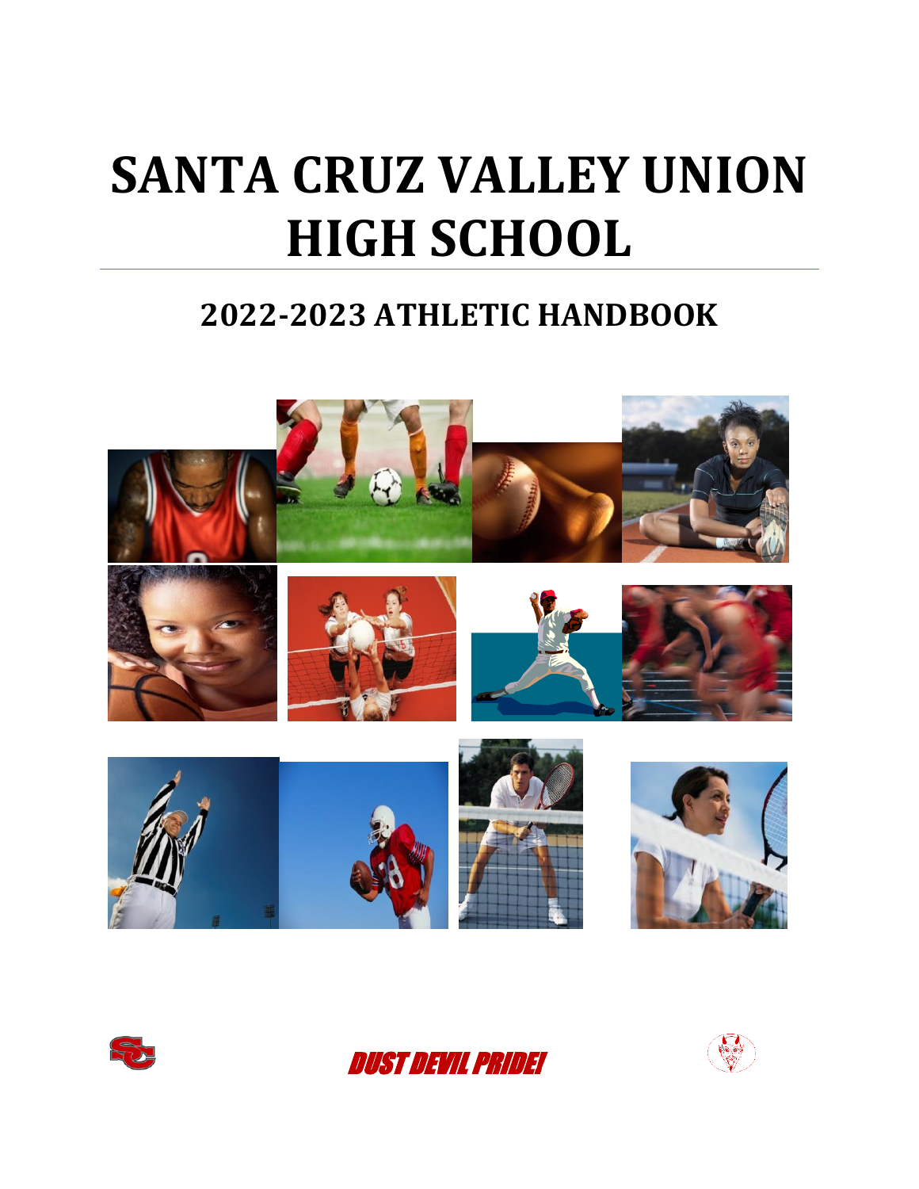# SANTA CRUZ VALLEY UNION HIGH SCHOOL

## 2022-2023 ATHLETIC HANDBOOK

*DUST DEVIL PRIDE!*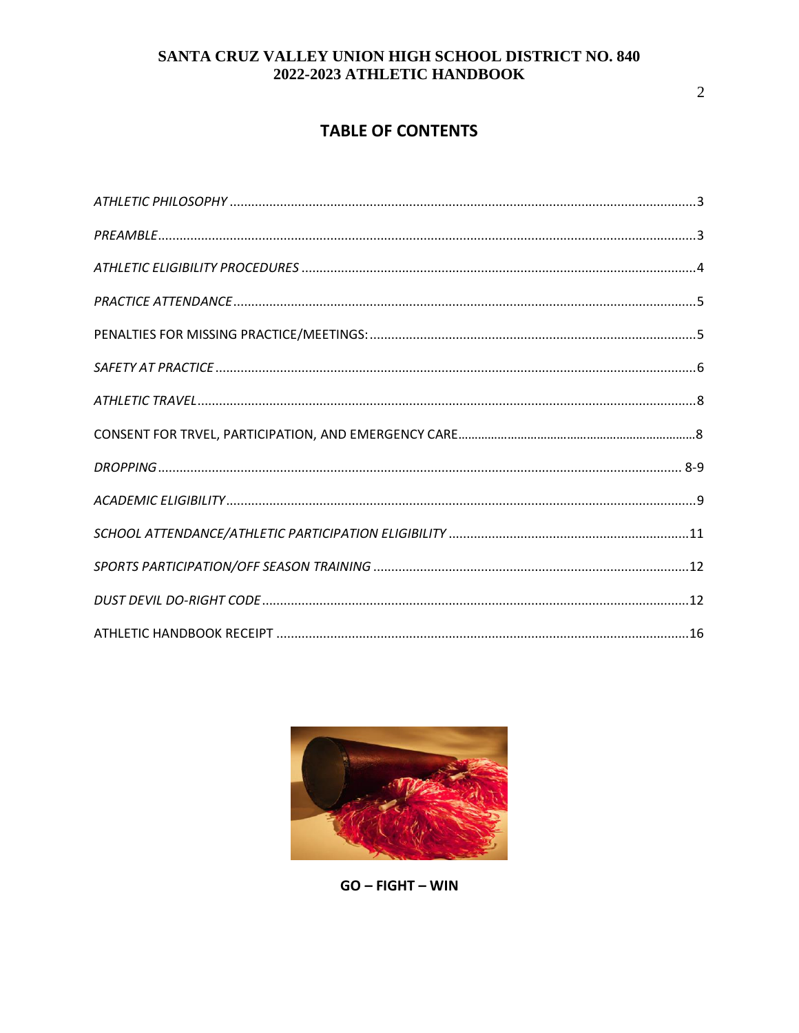# TABLE OF CONTENTS

| | |
|---|---|
| *ATHLETIC PHILOSOPHY* | 3 |
| *PREAMBLE* | 3 |
| *ATHLETIC ELIGIBILITY PROCEDURES* | 4 |
| *PRACTICE ATTENDANCE* | 5 |
| PENALTIES FOR MISSING PRACTICE/MEETINGS: | 5 |
| *SAFETY AT PRACTICE* | 6 |
| *ATHLETIC TRAVEL* | 8 |
| CONSENT FOR TRVEL, PARTICIPATION, AND EMERGENCY CARE | 8 |
| *DROPPING* | 8-9 |
| *ACADEMIC ELIGIBILITY* | 9 |
| *SCHOOL ATTENDANCE/ATHLETIC PARTICIPATION ELIGIBILITY* | 11 |
| *SPORTS PARTICIPATION/OFF SEASON TRAINING* | 12 |
| *DUST DEVIL DO-RIGHT CODE* | 12 |
| ATHLETIC HANDBOOK RECEIPT | 16 |

**GO – FIGHT – WIN**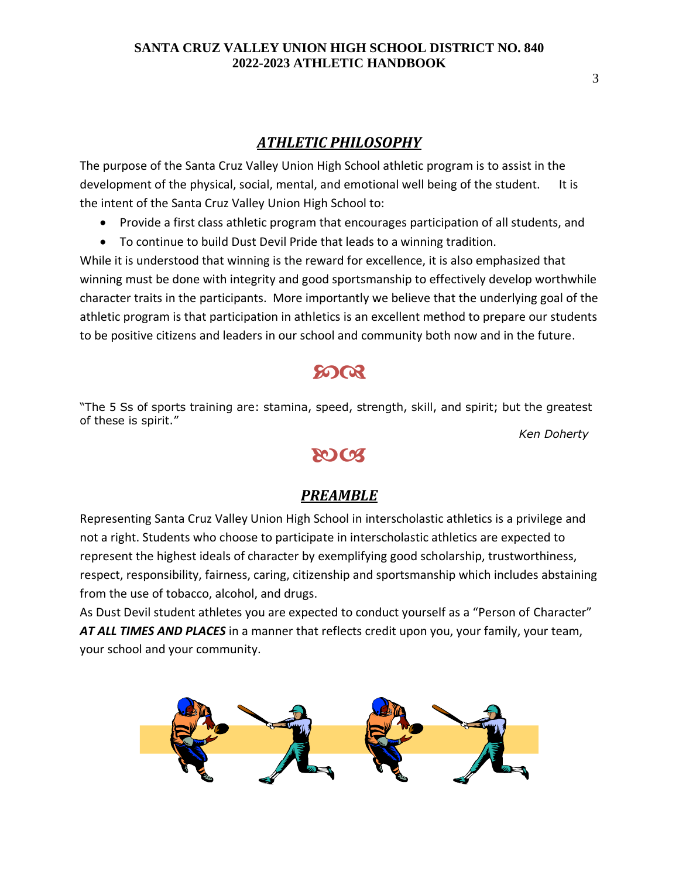## *ATHLETIC PHILOSOPHY*

The purpose of the Santa Cruz Valley Union High School athletic program is to assist in the development of the physical, social, mental, and emotional well being of the student. It is the intent of the Santa Cruz Valley Union High School to:

- Provide a first class athletic program that encourages participation of all students, and
- To continue to build Dust Devil Pride that leads to a winning tradition.

While it is understood that winning is the reward for excellence, it is also emphasized that winning must be done with integrity and good sportsmanship to effectively develop worthwhile character traits in the participants. More importantly we believe that the underlying goal of the athletic program is that participation in athletics is an excellent method to prepare our students to be positive citizens and leaders in our school and community both now and in the future.

"The 5 Ss of sports training are: stamina, speed, strength, skill, and spirit; but the greatest of these is spirit."

*Ken Doherty*

## *PREAMBLE*

Representing Santa Cruz Valley Union High School in interscholastic athletics is a privilege and not a right. Students who choose to participate in interscholastic athletics are expected to represent the highest ideals of character by exemplifying good scholarship, trustworthiness, respect, responsibility, fairness, caring, citizenship and sportsmanship which includes abstaining from the use of tobacco, alcohol, and drugs.

As Dust Devil student athletes you are expected to conduct yourself as a "Person of Character" ***AT ALL TIMES AND PLACES*** in a manner that reflects credit upon you, your family, your team, your school and your community.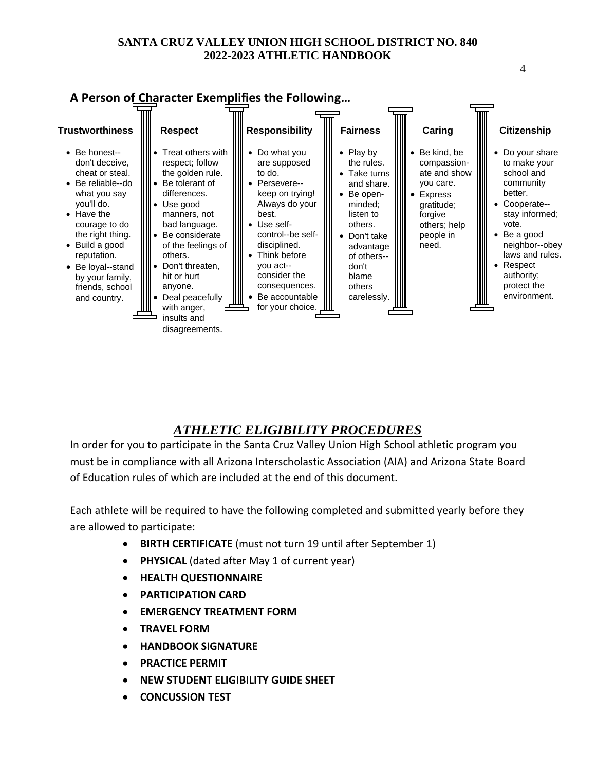## A Person of Character Exemplifies the Following…

### Trustworthiness

- Be honest--don't deceive, cheat or steal.
- Be reliable--do what you say you'll do.
- Have the courage to do the right thing.
- Build a good reputation.
- Be loyal--stand by your family, friends, school and country.

### Respect

- Treat others with respect; follow the golden rule.
- Be tolerant of differences.
- Use good manners, not bad language.
- Be considerate of the feelings of others.
- Don't threaten, hit or hurt anyone.
- Deal peacefully with anger, insults and disagreements.

### Responsibility

- Do what you are supposed to do.
- Persevere--keep on trying! Always do your best.
- Use self-control--be self-disciplined.
- Think before you act--consider the consequences.
- Be accountable for your choice.

### Fairness

- Play by the rules.
- Take turns and share.
- Be open-minded; listen to others.
- Don't take advantage of others--don't blame others carelessly.

### Caring

- Be kind, be compassionate and show you care.
- Express gratitude; forgive others; help people in need.

### Citizenship

- Do your share to make your school and community better.
- Cooperate--stay informed; vote.
- Be a good neighbor--obey laws and rules.
- Respect authority; protect the environment.

## *ATHLETIC ELIGIBILITY PROCEDURES*

In order for you to participate in the Santa Cruz Valley Union High School athletic program you must be in compliance with all Arizona Interscholastic Association (AIA) and Arizona State Board of Education rules of which are included at the end of this document.

Each athlete will be required to have the following completed and submitted yearly before they are allowed to participate:

- **BIRTH CERTIFICATE** (must not turn 19 until after September 1)
- **PHYSICAL** (dated after May 1 of current year)
- **HEALTH QUESTIONNAIRE**
- **PARTICIPATION CARD**
- **EMERGENCY TREATMENT FORM**
- **TRAVEL FORM**
- **HANDBOOK SIGNATURE**
- **PRACTICE PERMIT**
- **NEW STUDENT ELIGIBILITY GUIDE SHEET**
- **CONCUSSION TEST**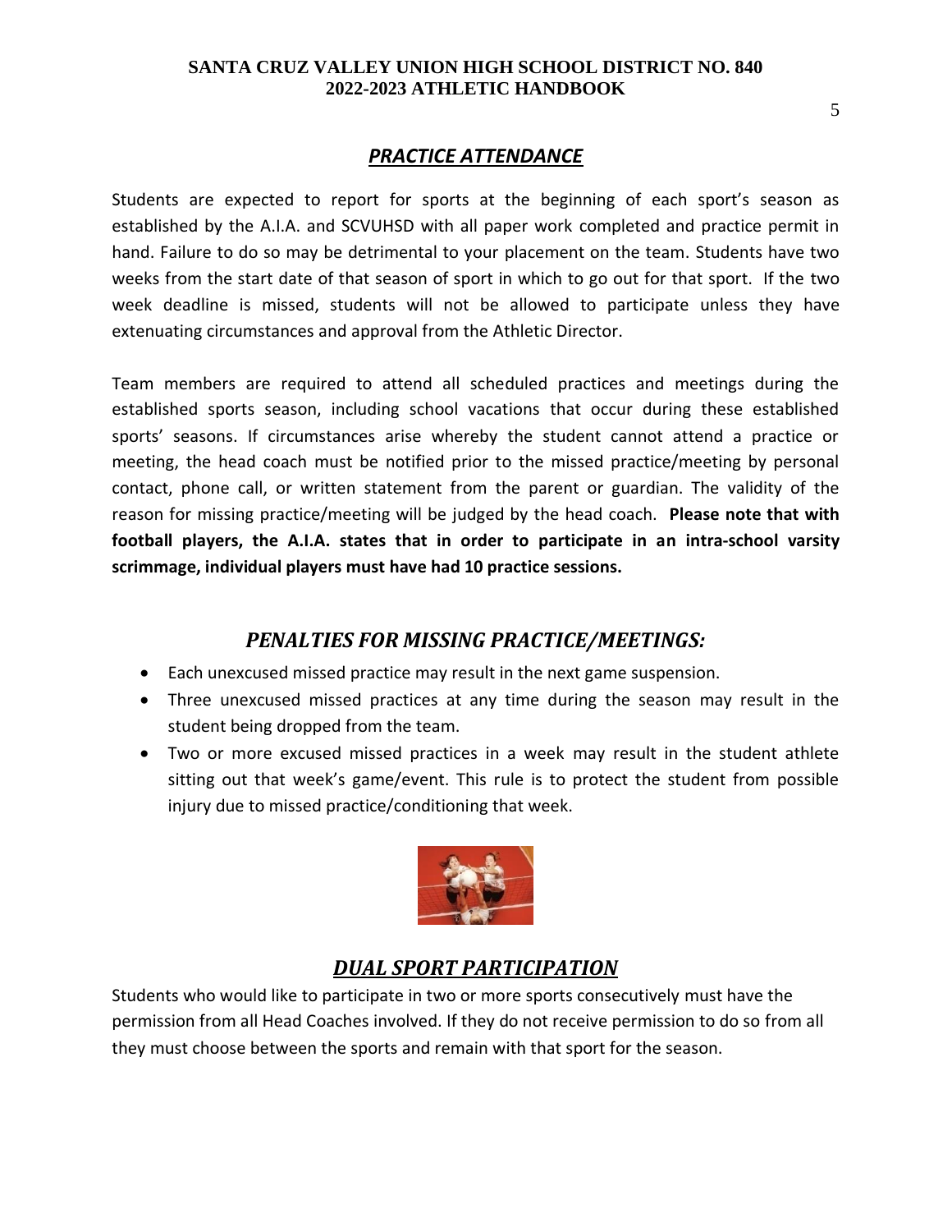## *PRACTICE ATTENDANCE*

Students are expected to report for sports at the beginning of each sport's season as established by the A.I.A. and SCVUHSD with all paper work completed and practice permit in hand. Failure to do so may be detrimental to your placement on the team. Students have two weeks from the start date of that season of sport in which to go out for that sport. If the two week deadline is missed, students will not be allowed to participate unless they have extenuating circumstances and approval from the Athletic Director.

Team members are required to attend all scheduled practices and meetings during the established sports season, including school vacations that occur during these established sports' seasons. If circumstances arise whereby the student cannot attend a practice or meeting, the head coach must be notified prior to the missed practice/meeting by personal contact, phone call, or written statement from the parent or guardian. The validity of the reason for missing practice/meeting will be judged by the head coach. **Please note that with football players, the A.I.A. states that in order to participate in an intra-school varsity scrimmage, individual players must have had 10 practice sessions.**

## *PENALTIES FOR MISSING PRACTICE/MEETINGS:*

- Each unexcused missed practice may result in the next game suspension.
- Three unexcused missed practices at any time during the season may result in the student being dropped from the team.
- Two or more excused missed practices in a week may result in the student athlete sitting out that week's game/event. This rule is to protect the student from possible injury due to missed practice/conditioning that week.

## *DUAL SPORT PARTICIPATION*

Students who would like to participate in two or more sports consecutively must have the permission from all Head Coaches involved. If they do not receive permission to do so from all they must choose between the sports and remain with that sport for the season.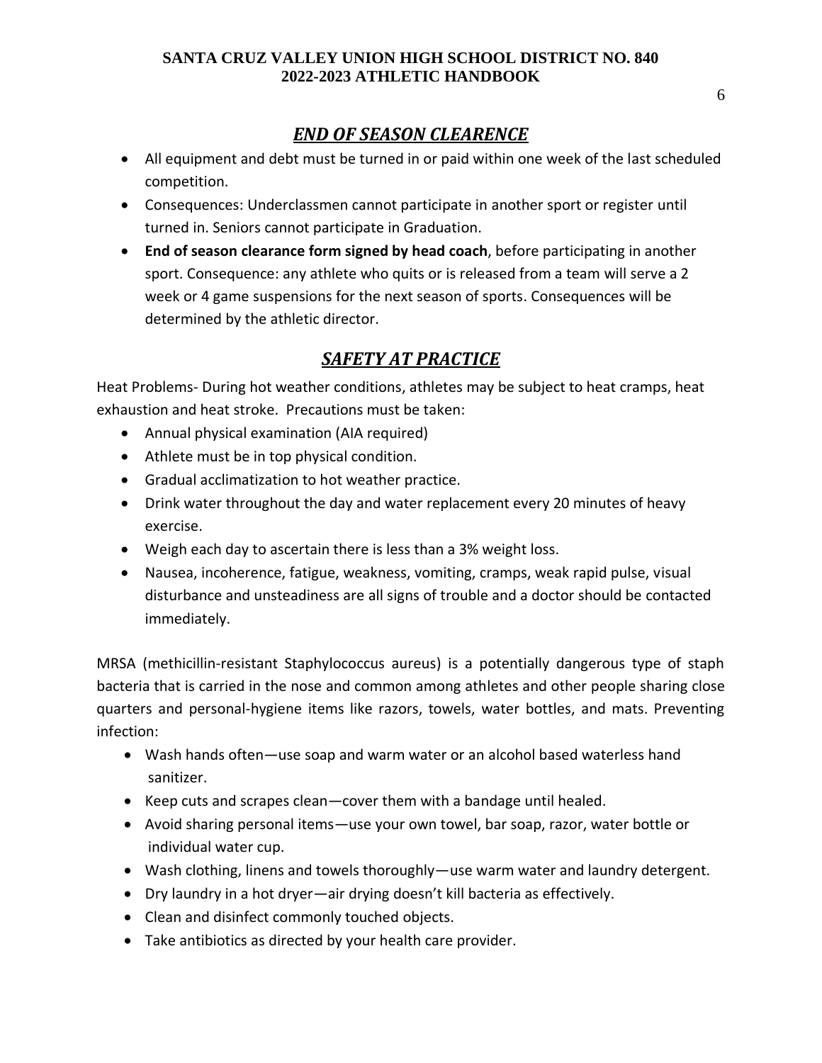## *END OF SEASON CLEARENCE*

- All equipment and debt must be turned in or paid within one week of the last scheduled competition.
- Consequences: Underclassmen cannot participate in another sport or register until turned in. Seniors cannot participate in Graduation.
- **End of season clearance form signed by head coach**, before participating in another sport. Consequence: any athlete who quits or is released from a team will serve a 2 week or 4 game suspensions for the next season of sports. Consequences will be determined by the athletic director.

## *SAFETY AT PRACTICE*

Heat Problems- During hot weather conditions, athletes may be subject to heat cramps, heat exhaustion and heat stroke. Precautions must be taken:

- Annual physical examination (AIA required)
- Athlete must be in top physical condition.
- Gradual acclimatization to hot weather practice.
- Drink water throughout the day and water replacement every 20 minutes of heavy exercise.
- Weigh each day to ascertain there is less than a 3% weight loss.
- Nausea, incoherence, fatigue, weakness, vomiting, cramps, weak rapid pulse, visual disturbance and unsteadiness are all signs of trouble and a doctor should be contacted immediately.

MRSA (methicillin-resistant Staphylococcus aureus) is a potentially dangerous type of staph bacteria that is carried in the nose and common among athletes and other people sharing close quarters and personal-hygiene items like razors, towels, water bottles, and mats. Preventing infection:

- Wash hands often—use soap and warm water or an alcohol based waterless hand sanitizer.
- Keep cuts and scrapes clean—cover them with a bandage until healed.
- Avoid sharing personal items—use your own towel, bar soap, razor, water bottle or individual water cup.
- Wash clothing, linens and towels thoroughly—use warm water and laundry detergent.
- Dry laundry in a hot dryer—air drying doesn't kill bacteria as effectively.
- Clean and disinfect commonly touched objects.
- Take antibiotics as directed by your health care provider.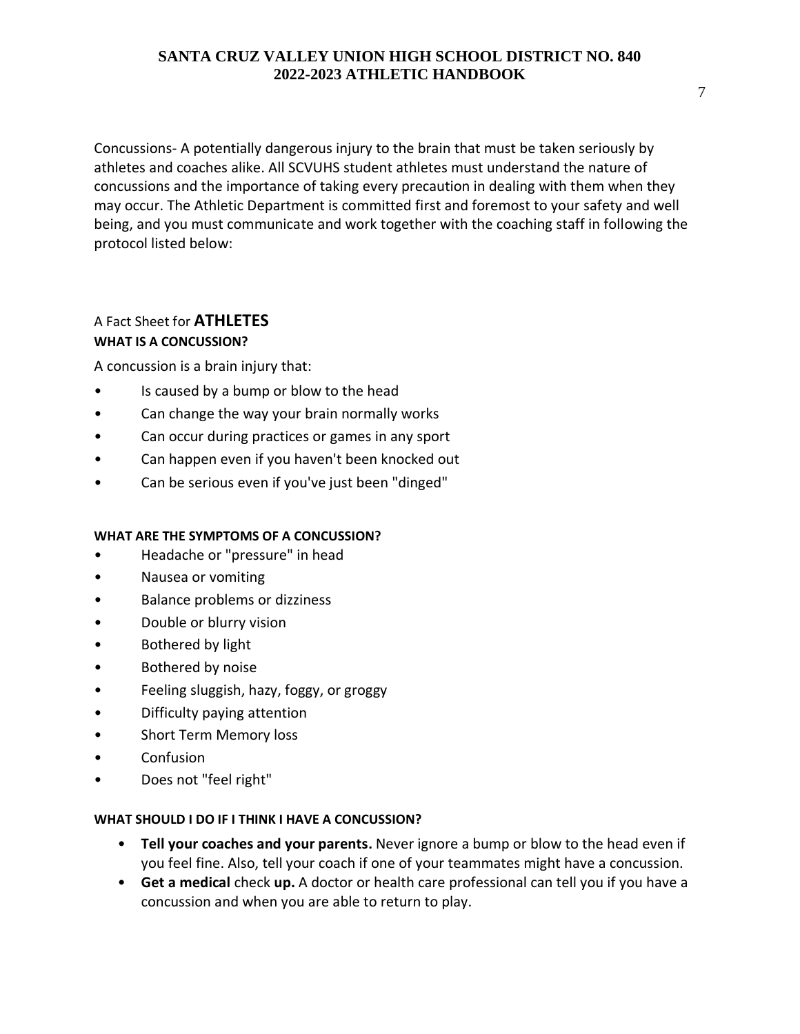Concussions- A potentially dangerous injury to the brain that must be taken seriously by athletes and coaches alike. All SCVUHS student athletes must understand the nature of concussions and the importance of taking every precaution in dealing with them when they may occur. The Athletic Department is committed first and foremost to your safety and well being, and you must communicate and work together with the coaching staff in following the protocol listed below:

## A Fact Sheet for **ATHLETES**

### WHAT IS A CONCUSSION?

A concussion is a brain injury that:

- Is caused by a bump or blow to the head
- Can change the way your brain normally works
- Can occur during practices or games in any sport
- Can happen even if you haven't been knocked out
- Can be serious even if you've just been "dinged"

### WHAT ARE THE SYMPTOMS OF A CONCUSSION?

- Headache or "pressure" in head
- Nausea or vomiting
- Balance problems or dizziness
- Double or blurry vision
- Bothered by light
- Bothered by noise
- Feeling sluggish, hazy, foggy, or groggy
- Difficulty paying attention
- Short Term Memory loss
- Confusion
- Does not "feel right"

### WHAT SHOULD I DO IF I THINK I HAVE A CONCUSSION?

- **Tell your coaches and your parents.** Never ignore a bump or blow to the head even if you feel fine. Also, tell your coach if one of your teammates might have a concussion.
- **Get a medical** check **up.** A doctor or health care professional can tell you if you have a concussion and when you are able to return to play.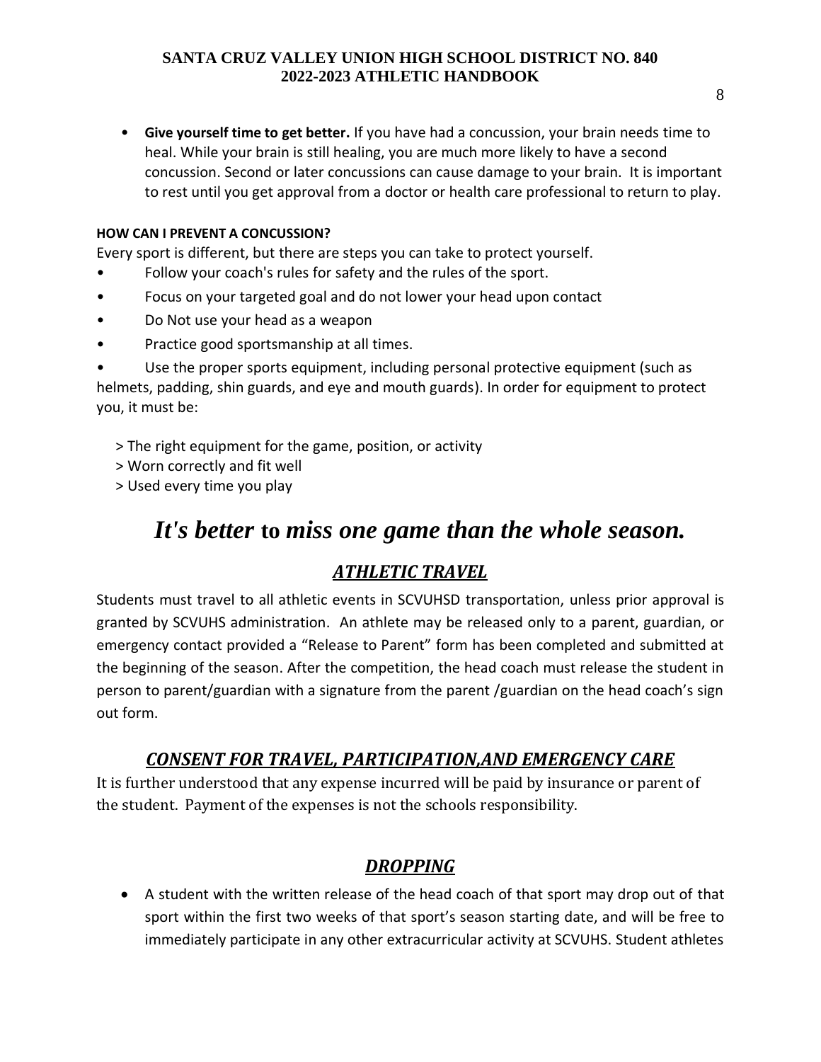- **Give yourself time to get better.** If you have had a concussion, your brain needs time to heal. While your brain is still healing, you are much more likely to have a second concussion. Second or later concussions can cause damage to your brain. It is important to rest until you get approval from a doctor or health care professional to return to play.

**HOW CAN I PREVENT A CONCUSSION?**

Every sport is different, but there are steps you can take to protect yourself.

- Follow your coach's rules for safety and the rules of the sport.
- Focus on your targeted goal and do not lower your head upon contact
- Do Not use your head as a weapon
- Practice good sportsmanship at all times.
- Use the proper sports equipment, including personal protective equipment (such as helmets, padding, shin guards, and eye and mouth guards). In order for equipment to protect you, it must be:

  > The right equipment for the game, position, or activity
  > Worn correctly and fit well
  > Used every time you play

# ***It's better* to *miss one game than the whole season.***

## ***ATHLETIC TRAVEL***

Students must travel to all athletic events in SCVUHSD transportation, unless prior approval is granted by SCVUHS administration. An athlete may be released only to a parent, guardian, or emergency contact provided a "Release to Parent" form has been completed and submitted at the beginning of the season. After the competition, the head coach must release the student in person to parent/guardian with a signature from the parent /guardian on the head coach's sign out form.

## ***CONSENT FOR TRAVEL, PARTICIPATION,AND EMERGENCY CARE***

It is further understood that any expense incurred will be paid by insurance or parent of the student. Payment of the expenses is not the schools responsibility.

## ***DROPPING***

- A student with the written release of the head coach of that sport may drop out of that sport within the first two weeks of that sport's season starting date, and will be free to immediately participate in any other extracurricular activity at SCVUHS. Student athletes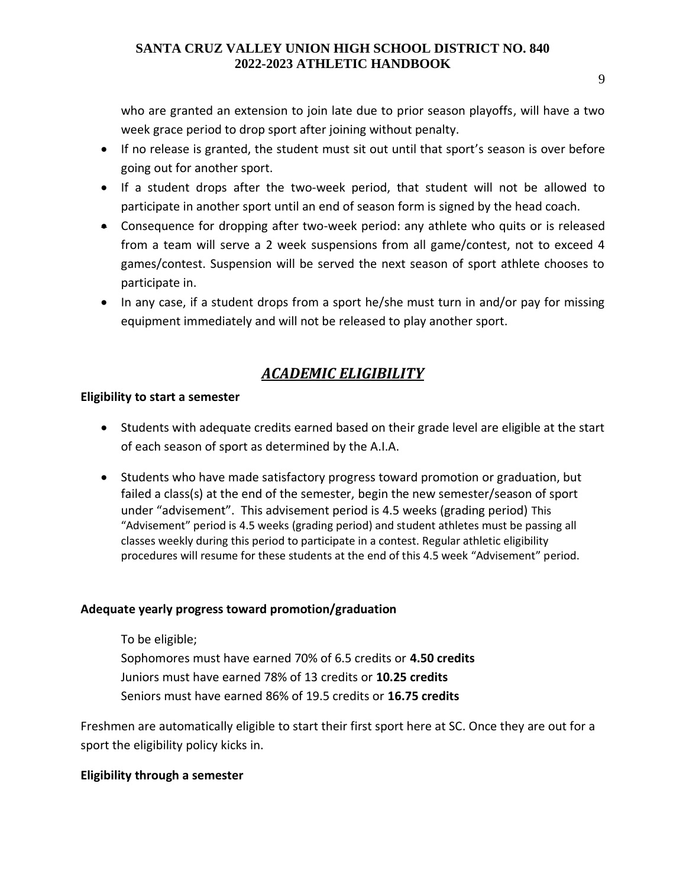who are granted an extension to join late due to prior season playoffs, will have a two week grace period to drop sport after joining without penalty.

- If no release is granted, the student must sit out until that sport's season is over before going out for another sport.
- If a student drops after the two-week period, that student will not be allowed to participate in another sport until an end of season form is signed by the head coach.
- Consequence for dropping after two-week period: any athlete who quits or is released from a team will serve a 2 week suspensions from all game/contest, not to exceed 4 games/contest. Suspension will be served the next season of sport athlete chooses to participate in.
- In any case, if a student drops from a sport he/she must turn in and/or pay for missing equipment immediately and will not be released to play another sport.

## ***ACADEMIC ELIGIBILITY***

**Eligibility to start a semester**

- Students with adequate credits earned based on their grade level are eligible at the start of each season of sport as determined by the A.I.A.
- Students who have made satisfactory progress toward promotion or graduation, but failed a class(s) at the end of the semester, begin the new semester/season of sport under "advisement". This advisement period is 4.5 weeks (grading period) This "Advisement" period is 4.5 weeks (grading period) and student athletes must be passing all classes weekly during this period to participate in a contest. Regular athletic eligibility procedures will resume for these students at the end of this 4.5 week "Advisement" period.

**Adequate yearly progress toward promotion/graduation**

To be eligible;
Sophomores must have earned 70% of 6.5 credits or **4.50 credits**
Juniors must have earned 78% of 13 credits or **10.25 credits**
Seniors must have earned 86% of 19.5 credits or **16.75 credits**

Freshmen are automatically eligible to start their first sport here at SC. Once they are out for a sport the eligibility policy kicks in.

**Eligibility through a semester**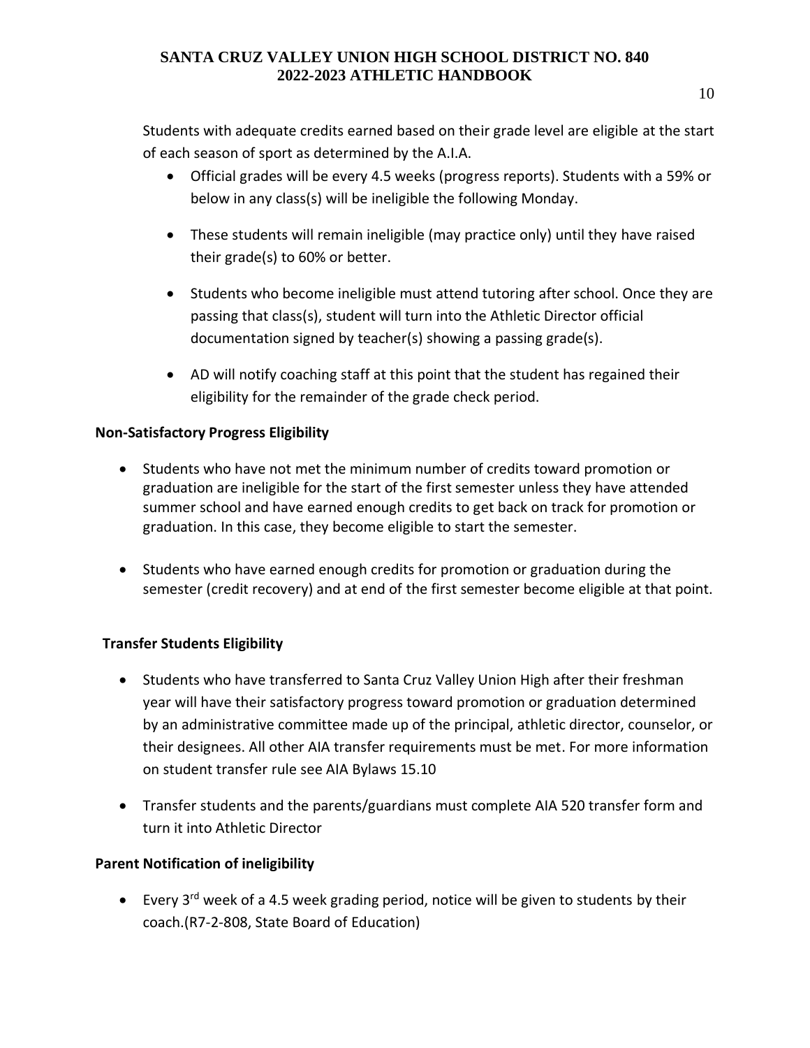Students with adequate credits earned based on their grade level are eligible at the start of each season of sport as determined by the A.I.A.

- Official grades will be every 4.5 weeks (progress reports). Students with a 59% or below in any class(s) will be ineligible the following Monday.
- These students will remain ineligible (may practice only) until they have raised their grade(s) to 60% or better.
- Students who become ineligible must attend tutoring after school. Once they are passing that class(s), student will turn into the Athletic Director official documentation signed by teacher(s) showing a passing grade(s).
- AD will notify coaching staff at this point that the student has regained their eligibility for the remainder of the grade check period.

**Non-Satisfactory Progress Eligibility**

- Students who have not met the minimum number of credits toward promotion or graduation are ineligible for the start of the first semester unless they have attended summer school and have earned enough credits to get back on track for promotion or graduation. In this case, they become eligible to start the semester.
- Students who have earned enough credits for promotion or graduation during the semester (credit recovery) and at end of the first semester become eligible at that point.

**Transfer Students Eligibility**

- Students who have transferred to Santa Cruz Valley Union High after their freshman year will have their satisfactory progress toward promotion or graduation determined by an administrative committee made up of the principal, athletic director, counselor, or their designees. All other AIA transfer requirements must be met. For more information on student transfer rule see AIA Bylaws 15.10
- Transfer students and the parents/guardians must complete AIA 520 transfer form and turn it into Athletic Director

**Parent Notification of ineligibility**

- Every 3rd week of a 4.5 week grading period, notice will be given to students by their coach.(R7-2-808, State Board of Education)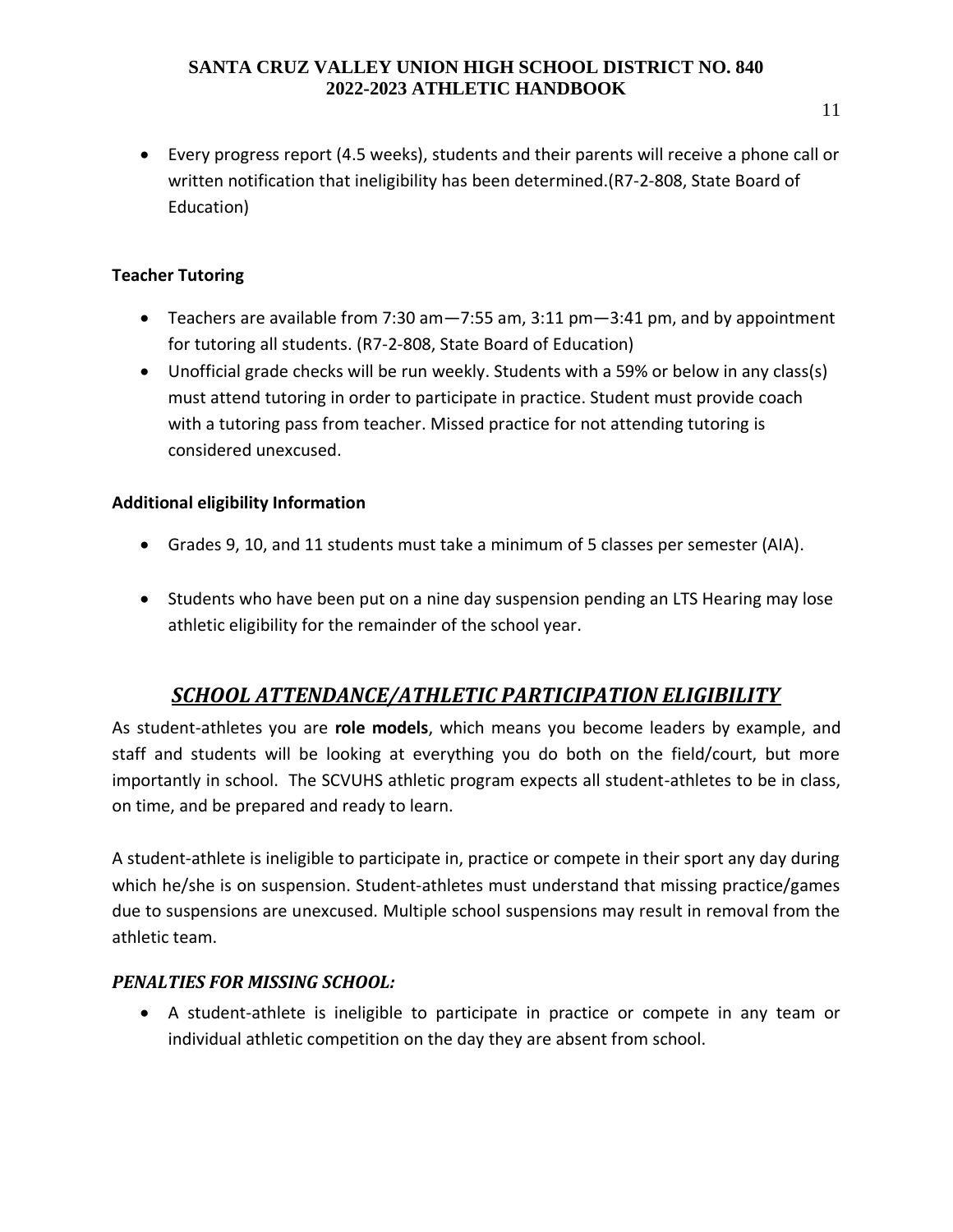- Every progress report (4.5 weeks), students and their parents will receive a phone call or written notification that ineligibility has been determined.(R7-2-808, State Board of Education)

**Teacher Tutoring**

- Teachers are available from 7:30 am—7:55 am, 3:11 pm—3:41 pm, and by appointment for tutoring all students. (R7-2-808, State Board of Education)
- Unofficial grade checks will be run weekly. Students with a 59% or below in any class(s) must attend tutoring in order to participate in practice. Student must provide coach with a tutoring pass from teacher. Missed practice for not attending tutoring is considered unexcused.

**Additional eligibility Information**

- Grades 9, 10, and 11 students must take a minimum of 5 classes per semester (AIA).
- Students who have been put on a nine day suspension pending an LTS Hearing may lose athletic eligibility for the remainder of the school year.

## ***SCHOOL ATTENDANCE/ATHLETIC PARTICIPATION ELIGIBILITY***

As student-athletes you are **role models**, which means you become leaders by example, and staff and students will be looking at everything you do both on the field/court, but more importantly in school. The SCVUHS athletic program expects all student-athletes to be in class, on time, and be prepared and ready to learn.

A student-athlete is ineligible to participate in, practice or compete in their sport any day during which he/she is on suspension. Student-athletes must understand that missing practice/games due to suspensions are unexcused. Multiple school suspensions may result in removal from the athletic team.

### ***PENALTIES FOR MISSING SCHOOL:***

- A student-athlete is ineligible to participate in practice or compete in any team or individual athletic competition on the day they are absent from school.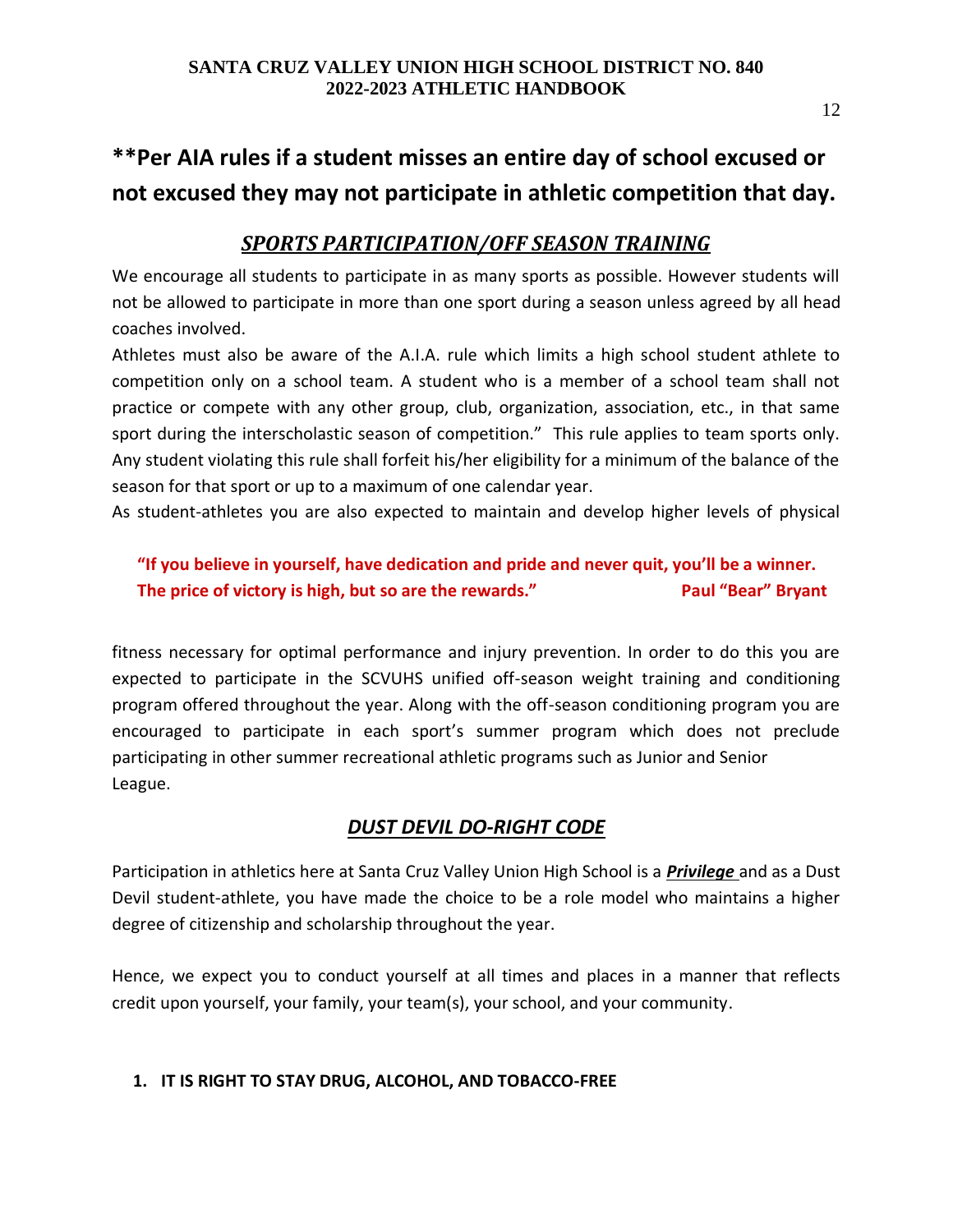**\*\*Per AIA rules if a student misses an entire day of school excused or not excused they may not participate in athletic competition that day.**

## ***SPORTS PARTICIPATION/OFF SEASON TRAINING***

We encourage all students to participate in as many sports as possible. However students will not be allowed to participate in more than one sport during a season unless agreed by all head coaches involved.

Athletes must also be aware of the A.I.A. rule which limits a high school student athlete to competition only on a school team. A student who is a member of a school team shall not practice or compete with any other group, club, organization, association, etc., in that same sport during the interscholastic season of competition." This rule applies to team sports only. Any student violating this rule shall forfeit his/her eligibility for a minimum of the balance of the season for that sport or up to a maximum of one calendar year.

As student-athletes you are also expected to maintain and develop higher levels of physical fitness necessary for optimal performance and injury prevention. In order to do this you are expected to participate in the SCVUHS unified off-season weight training and conditioning program offered throughout the year. Along with the off-season conditioning program you are encouraged to participate in each sport's summer program which does not preclude participating in other summer recreational athletic programs such as Junior and Senior League.

**"If you believe in yourself, have dedication and pride and never quit, you'll be a winner. The price of victory is high, but so are the rewards."** **Paul "Bear" Bryant**

## ***DUST DEVIL DO-RIGHT CODE***

Participation in athletics here at Santa Cruz Valley Union High School is a ***Privilege*** and as a Dust Devil student-athlete, you have made the choice to be a role model who maintains a higher degree of citizenship and scholarship throughout the year.

Hence, we expect you to conduct yourself at all times and places in a manner that reflects credit upon yourself, your family, your team(s), your school, and your community.

1. **IT IS RIGHT TO STAY DRUG, ALCOHOL, AND TOBACCO-FREE**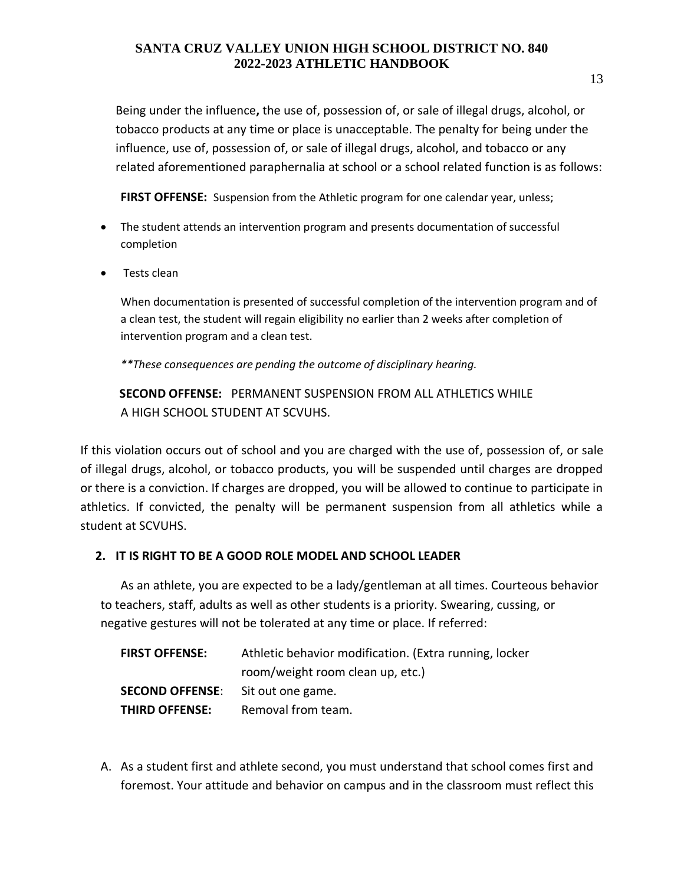Being under the influence**,** the use of, possession of, or sale of illegal drugs, alcohol, or tobacco products at any time or place is unacceptable. The penalty for being under the influence, use of, possession of, or sale of illegal drugs, alcohol, and tobacco or any related aforementioned paraphernalia at school or a school related function is as follows:

**FIRST OFFENSE:** Suspension from the Athletic program for one calendar year, unless;

- The student attends an intervention program and presents documentation of successful completion
- Tests clean

When documentation is presented of successful completion of the intervention program and of a clean test, the student will regain eligibility no earlier than 2 weeks after completion of intervention program and a clean test.

*\*\*These consequences are pending the outcome of disciplinary hearing.*

**SECOND OFFENSE:** PERMANENT SUSPENSION FROM ALL ATHLETICS WHILE A HIGH SCHOOL STUDENT AT SCVUHS.

If this violation occurs out of school and you are charged with the use of, possession of, or sale of illegal drugs, alcohol, or tobacco products, you will be suspended until charges are dropped or there is a conviction. If charges are dropped, you will be allowed to continue to participate in athletics. If convicted, the penalty will be permanent suspension from all athletics while a student at SCVUHS.

**2. IT IS RIGHT TO BE A GOOD ROLE MODEL AND SCHOOL LEADER**

As an athlete, you are expected to be a lady/gentleman at all times. Courteous behavior to teachers, staff, adults as well as other students is a priority. Swearing, cussing, or negative gestures will not be tolerated at any time or place. If referred:

| | |
|---|---|
| **FIRST OFFENSE:** | Athletic behavior modification. (Extra running, locker room/weight room clean up, etc.) |
| **SECOND OFFENSE**: | Sit out one game. |
| **THIRD OFFENSE:** | Removal from team. |

A. As a student first and athlete second, you must understand that school comes first and foremost. Your attitude and behavior on campus and in the classroom must reflect this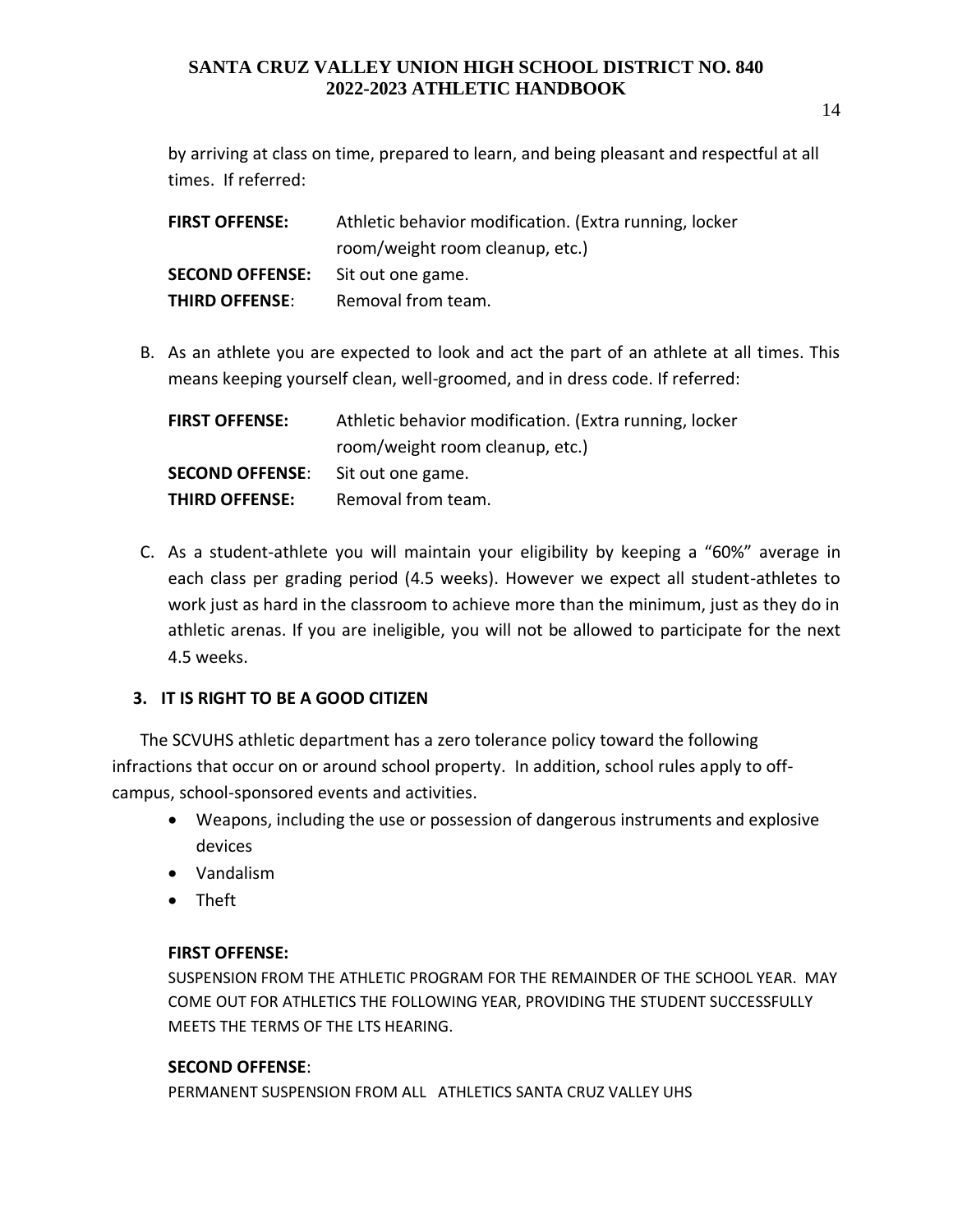by arriving at class on time, prepared to learn, and being pleasant and respectful at all times. If referred:

| | |
|---|---|
| **FIRST OFFENSE:** | Athletic behavior modification. (Extra running, locker room/weight room cleanup, etc.) |
| **SECOND OFFENSE:** | Sit out one game. |
| **THIRD OFFENSE**: | Removal from team. |

B. As an athlete you are expected to look and act the part of an athlete at all times. This means keeping yourself clean, well-groomed, and in dress code. If referred:

| | |
|---|---|
| **FIRST OFFENSE:** | Athletic behavior modification. (Extra running, locker room/weight room cleanup, etc.) |
| **SECOND OFFENSE**: | Sit out one game. |
| **THIRD OFFENSE:** | Removal from team. |

C. As a student-athlete you will maintain your eligibility by keeping a "60%" average in each class per grading period (4.5 weeks). However we expect all student-athletes to work just as hard in the classroom to achieve more than the minimum, just as they do in athletic arenas. If you are ineligible, you will not be allowed to participate for the next 4.5 weeks.

### 3. IT IS RIGHT TO BE A GOOD CITIZEN

The SCVUHS athletic department has a zero tolerance policy toward the following infractions that occur on or around school property. In addition, school rules apply to off-campus, school-sponsored events and activities.

- Weapons, including the use or possession of dangerous instruments and explosive devices
- Vandalism
- Theft

**FIRST OFFENSE:**

SUSPENSION FROM THE ATHLETIC PROGRAM FOR THE REMAINDER OF THE SCHOOL YEAR. MAY COME OUT FOR ATHLETICS THE FOLLOWING YEAR, PROVIDING THE STUDENT SUCCESSFULLY MEETS THE TERMS OF THE LTS HEARING.

**SECOND OFFENSE**:

PERMANENT SUSPENSION FROM ALL ATHLETICS SANTA CRUZ VALLEY UHS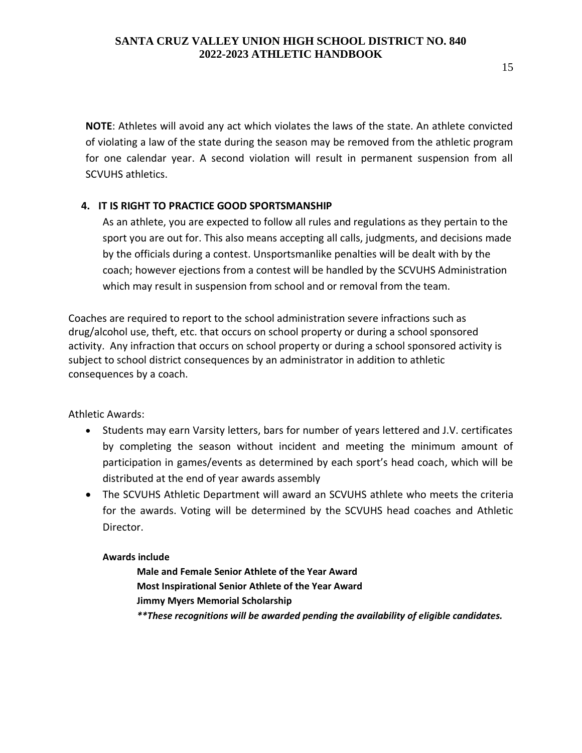**NOTE**: Athletes will avoid any act which violates the laws of the state. An athlete convicted of violating a law of the state during the season may be removed from the athletic program for one calendar year. A second violation will result in permanent suspension from all SCVUHS athletics.

**4. IT IS RIGHT TO PRACTICE GOOD SPORTSMANSHIP**

As an athlete, you are expected to follow all rules and regulations as they pertain to the sport you are out for. This also means accepting all calls, judgments, and decisions made by the officials during a contest. Unsportsmanlike penalties will be dealt with by the coach; however ejections from a contest will be handled by the SCVUHS Administration which may result in suspension from school and or removal from the team.

Coaches are required to report to the school administration severe infractions such as drug/alcohol use, theft, etc. that occurs on school property or during a school sponsored activity. Any infraction that occurs on school property or during a school sponsored activity is subject to school district consequences by an administrator in addition to athletic consequences by a coach.

Athletic Awards:

- Students may earn Varsity letters, bars for number of years lettered and J.V. certificates by completing the season without incident and meeting the minimum amount of participation in games/events as determined by each sport's head coach, which will be distributed at the end of year awards assembly
- The SCVUHS Athletic Department will award an SCVUHS athlete who meets the criteria for the awards. Voting will be determined by the SCVUHS head coaches and Athletic Director.

**Awards include**

**Male and Female Senior Athlete of the Year Award**
**Most Inspirational Senior Athlete of the Year Award**
**Jimmy Myers Memorial Scholarship**
***\*\*These recognitions will be awarded pending the availability of eligible candidates.***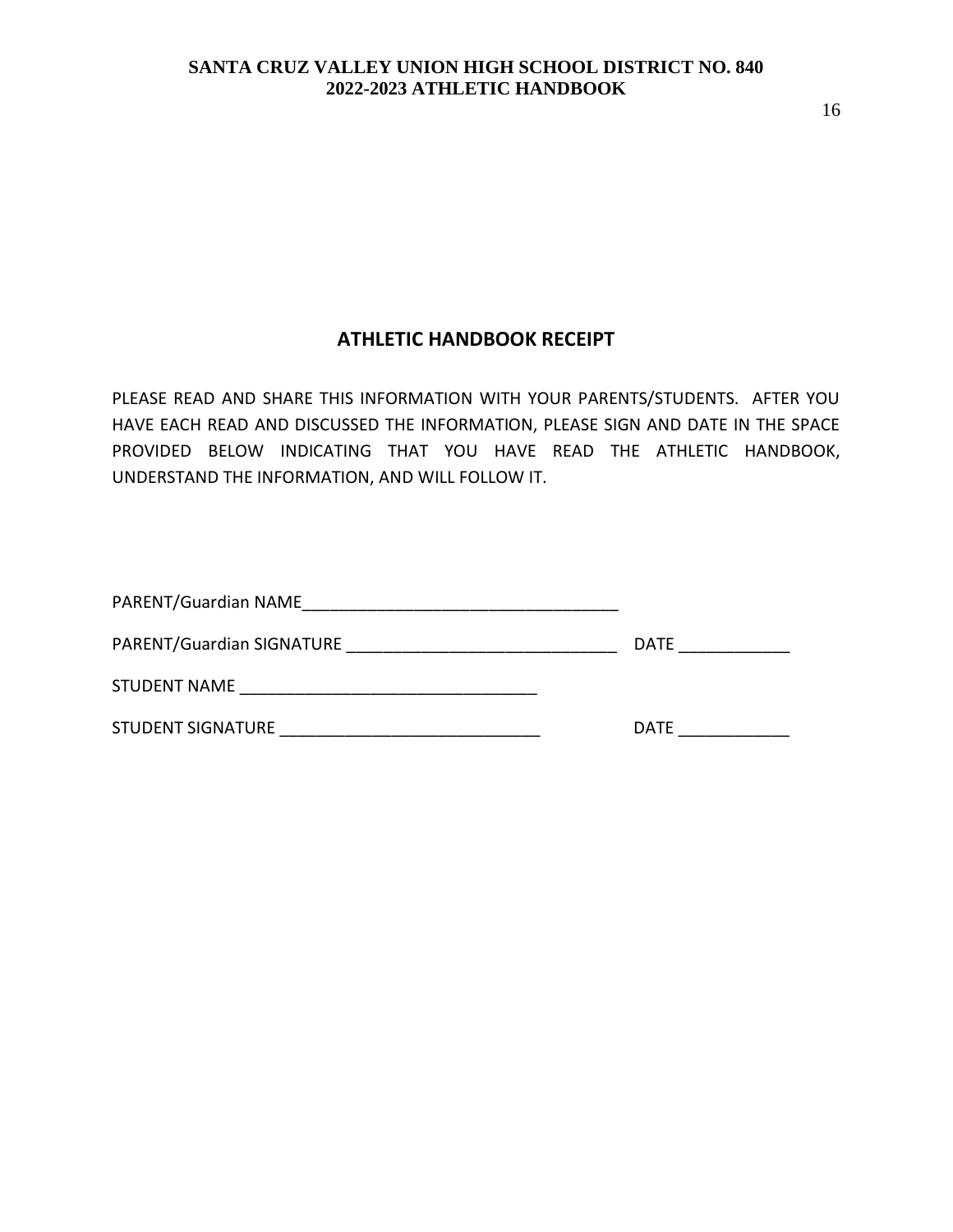## ATHLETIC HANDBOOK RECEIPT

PLEASE READ AND SHARE THIS INFORMATION WITH YOUR PARENTS/STUDENTS. AFTER YOU HAVE EACH READ AND DISCUSSED THE INFORMATION, PLEASE SIGN AND DATE IN THE SPACE PROVIDED BELOW INDICATING THAT YOU HAVE READ THE ATHLETIC HANDBOOK, UNDERSTAND THE INFORMATION, AND WILL FOLLOW IT.

PARENT/Guardian NAME___________________________________

PARENT/Guardian SIGNATURE _____________________________ DATE ____________

STUDENT NAME ________________________________

STUDENT SIGNATURE ____________________________ DATE ____________